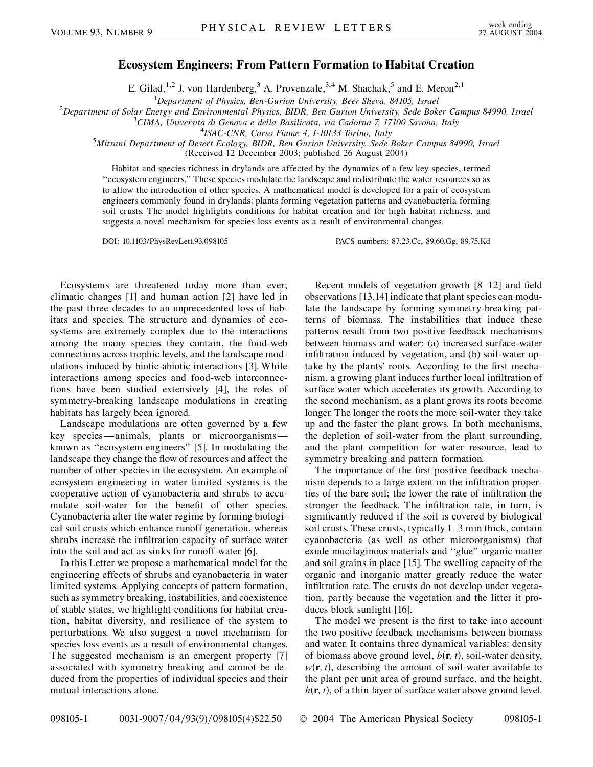# Ecosystem Engineers: From Pattern Formation to Habitat Creation

E. Gilad,[1,2] J. von Hardenberg,[3] A. Provenzale,[3,4] M. Shachak,[5] and E. Meron[2,1]

[1]Department of Physics, Ben-Gurion University, Beer Sheva, 84105, Israel
[2]Department of Solar Energy and Environmental Physics, BIDR, Ben Gurion University, Sede Boker Campus 84990, Israel
[3]CIMA, Università di Genova e della Basilicata, via Cadorna 7, 17100 Savona, Italy
[4]ISAC-CNR, Corso Fiume 4, I-10133 Torino, Italy
[5]Mitrani Department of Desert Ecology, BIDR, Ben Gurion University, Sede Boker Campus 84990, Israel

(Received 12 December 2003; published 26 August 2004)

Habitat and species richness in drylands are affected by the dynamics of a few key species, termed "ecosystem engineers." These species modulate the landscape and redistribute the water resources so as to allow the introduction of other species. A mathematical model is developed for a pair of ecosystem engineers commonly found in drylands: plants forming vegetation patterns and cyanobacteria forming soil crusts. The model highlights conditions for habitat creation and for high habitat richness, and suggests a novel mechanism for species loss events as a result of environmental changes.

DOI: 10.1103/PhysRevLett.93.098105 PACS numbers: 87.23.Cc, 89.60.Gg, 89.75.Kd

Ecosystems are threatened today more than ever; climatic changes [1] and human action [2] have led in the past three decades to an unprecedented loss of habitats and species. The structure and dynamics of ecosystems are extremely complex due to the interactions among the many species they contain, the food-web connections across trophic levels, and the landscape modulations induced by biotic-abiotic interactions [3]. While interactions among species and food-web interconnections have been studied extensively [4], the roles of symmetry-breaking landscape modulations in creating habitats has largely been ignored.

Landscape modulations are often governed by a few key species—animals, plants or microorganisms—known as "ecosystem engineers" [5]. In modulating the landscape they change the flow of resources and affect the number of other species in the ecosystem. An example of ecosystem engineering in water limited systems is the cooperative action of cyanobacteria and shrubs to accumulate soil-water for the benefit of other species. Cyanobacteria alter the water regime by forming biological soil crusts which enhance runoff generation, whereas shrubs increase the infiltration capacity of surface water into the soil and act as sinks for runoff water [6].

In this Letter we propose a mathematical model for the engineering effects of shrubs and cyanobacteria in water limited systems. Applying concepts of pattern formation, such as symmetry breaking, instabilities, and coexistence of stable states, we highlight conditions for habitat creation, habitat diversity, and resilience of the system to perturbations. We also suggest a novel mechanism for species loss events as a result of environmental changes. The suggested mechanism is an emergent property [7] associated with symmetry breaking and cannot be deduced from the properties of individual species and their mutual interactions alone.

Recent models of vegetation growth [8–12] and field observations [13,14] indicate that plant species can modulate the landscape by forming symmetry-breaking patterns of biomass. The instabilities that induce these patterns result from two positive feedback mechanisms between biomass and water: (a) increased surface-water infiltration induced by vegetation, and (b) soil-water uptake by the plants' roots. According to the first mechanism, a growing plant induces further local infiltration of surface water which accelerates its growth. According to the second mechanism, as a plant grows its roots become longer. The longer the roots the more soil-water they take up and the faster the plant grows. In both mechanisms, the depletion of soil-water from the plant surrounding, and the plant competition for water resource, lead to symmetry breaking and pattern formation.

The importance of the first positive feedback mechanism depends to a large extent on the infiltration properties of the bare soil; the lower the rate of infiltration the stronger the feedback. The infiltration rate, in turn, is significantly reduced if the soil is covered by biological soil crusts. These crusts, typically 1–3 mm thick, contain cyanobacteria (as well as other microorganisms) that exude mucilaginous materials and "glue" organic matter and soil grains in place [15]. The swelling capacity of the organic and inorganic matter greatly reduce the water infiltration rate. The crusts do not develop under vegetation, partly because the vegetation and the litter it produces block sunlight [16].

The model we present is the first to take into account the two positive feedback mechanisms between biomass and water. It contains three dynamical variables: density of biomass above ground level, $b(\mathbf{r}, t)$, soil-water density, $w(\mathbf{r}, t)$, describing the amount of soil-water available to the plant per unit area of ground surface, and the height, $h(\mathbf{r}, t)$, of a thin layer of surface water above ground level.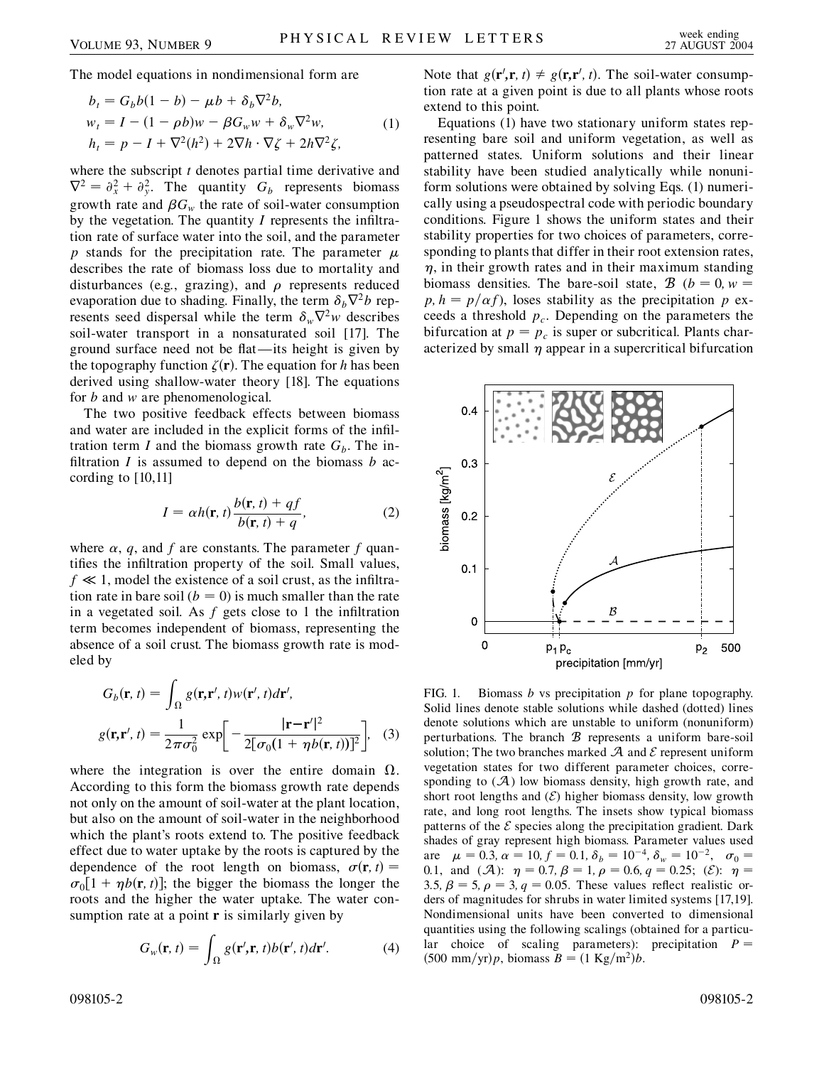The model equations in nondimensional form are

$$
\begin{aligned}
b_t &= G_b b(1 - b) - \mu b + \delta_b \nabla^2 b, \\
w_t &= I - (1 - \rho b)w - \beta G_w w + \delta_w \nabla^2 w, \\
h_t &= p - I + \nabla^2(h^2) + 2\nabla h \cdot \nabla \zeta + 2h\nabla^2 \zeta,
\end{aligned}
\tag{1}
$$

where the subscript $t$ denotes partial time derivative and $\nabla^2 = \partial_x^2 + \partial_y^2$. The quantity $G_b$ represents biomass growth rate and $\beta G_w$ the rate of soil-water consumption by the vegetation. The quantity $I$ represents the infiltration rate of surface water into the soil, and the parameter $p$ stands for the precipitation rate. The parameter $\mu$ describes the rate of biomass loss due to mortality and disturbances (e.g., grazing), and $\rho$ represents reduced evaporation due to shading. Finally, the term $\delta_b \nabla^2 b$ represents seed dispersal while the term $\delta_w \nabla^2 w$ describes soil-water transport in a nonsaturated soil [17]. The ground surface need not be flat—its height is given by the topography function $\zeta(\mathbf{r})$. The equation for $h$ has been derived using shallow-water theory [18]. The equations for $b$ and $w$ are phenomenological.

The two positive feedback effects between biomass and water are included in the explicit forms of the infiltration term $I$ and the biomass growth rate $G_b$. The infiltration $I$ is assumed to depend on the biomass $b$ according to [10,11]

$$
I = \alpha h(\mathbf{r}, t) \frac{b(\mathbf{r}, t) + qf}{b(\mathbf{r}, t) + q},
\tag{2}
$$

where $\alpha$, $q$, and $f$ are constants. The parameter $f$ quantifies the infiltration property of the soil. Small values, $f \ll 1$, model the existence of a soil crust, as the infiltration rate in bare soil ($b = 0$) is much smaller than the rate in a vegetated soil. As $f$ gets close to 1 the infiltration term becomes independent of biomass, representing the absence of a soil crust. The biomass growth rate is modeled by

$$
\begin{aligned}
G_b(\mathbf{r}, t) &= \int_\Omega g(\mathbf{r}, \mathbf{r}', t) w(\mathbf{r}', t) d\mathbf{r}', \\
g(\mathbf{r}, \mathbf{r}', t) &= \frac{1}{2\pi\sigma_0^2} \exp\left[ -\frac{|\mathbf{r} - \mathbf{r}'|^2}{2[\sigma_0(1 + \eta b(\mathbf{r}, t))]^2} \right],
\end{aligned}
\tag{3}
$$

where the integration is over the entire domain $\Omega$. According to this form the biomass growth rate depends not only on the amount of soil-water at the plant location, but also on the amount of soil-water in the neighborhood which the plant's roots extend to. The positive feedback effect due to water uptake by the roots is captured by the dependence of the root length on biomass, $\sigma(\mathbf{r}, t) = \sigma_0[1 + \eta b(\mathbf{r}, t)]$; the bigger the biomass the longer the roots and the higher the water uptake. The water consumption rate at a point $\mathbf{r}$ is similarly given by

$$
G_w(\mathbf{r}, t) = \int_\Omega g(\mathbf{r}', \mathbf{r}, t) b(\mathbf{r}', t) d\mathbf{r}'.
\tag{4}
$$

Note that $g(\mathbf{r}', \mathbf{r}, t) \neq g(\mathbf{r}, \mathbf{r}', t)$. The soil-water consumption rate at a given point is due to all plants whose roots extend to this point.

Equations (1) have two stationary uniform states representing bare soil and uniform vegetation, as well as patterned states. Uniform solutions and their linear stability have been studied analytically while nonuniform solutions were obtained by solving Eqs. (1) numerically using a pseudospectral code with periodic boundary conditions. Figure 1 shows the uniform states and their stability properties for two choices of parameters, corresponding to plants that differ in their root extension rates, $\eta$, in their growth rates and in their maximum standing biomass densities. The bare-soil state, $\mathcal{B}$ ($b = 0$, $w = p$, $h = p/\alpha f$), loses stability as the precipitation $p$ exceeds a threshold $p_c$. Depending on the parameters the bifurcation at $p = p_c$ is super or subcritical. Plants characterized by small $\eta$ appear in a supercritical bifurcation

FIG. 1. Biomass $b$ vs precipitation $p$ for plane topography. Solid lines denote stable solutions while dashed (dotted) lines denote solutions which are unstable to uniform (nonuniform) perturbations. The branch $\mathcal{B}$ represents a uniform bare-soil solution; The two branches marked $\mathcal{A}$ and $\mathcal{E}$ represent uniform vegetation states for two different parameter choices, corresponding to ($\mathcal{A}$) low biomass density, high growth rate, and short root lengths and ($\mathcal{E}$) higher biomass density, low growth rate, and long root lengths. The insets show typical biomass patterns of the $\mathcal{E}$ species along the precipitation gradient. Dark shades of gray represent high biomass. Parameter values used are $\mu = 0.3$, $\alpha = 10$, $f = 0.1$, $\delta_b = 10^{-4}$, $\delta_w = 10^{-2}$, $\sigma_0 = 0.1$, and ($\mathcal{A}$): $\eta = 0.7$, $\beta = 1$, $\rho = 0.6$, $q = 0.25$; ($\mathcal{E}$): $\eta = 3.5$, $\beta = 5$, $\rho = 3$, $q = 0.05$. These values reflect realistic orders of magnitudes for shrubs in water limited systems [17,19]. Nondimensional units have been converted to dimensional quantities using the following scalings (obtained for a particular choice of scaling parameters): precipitation $P = (500\ \text{mm/yr})p$, biomass $B = (1\ \text{Kg/m}^2)b$.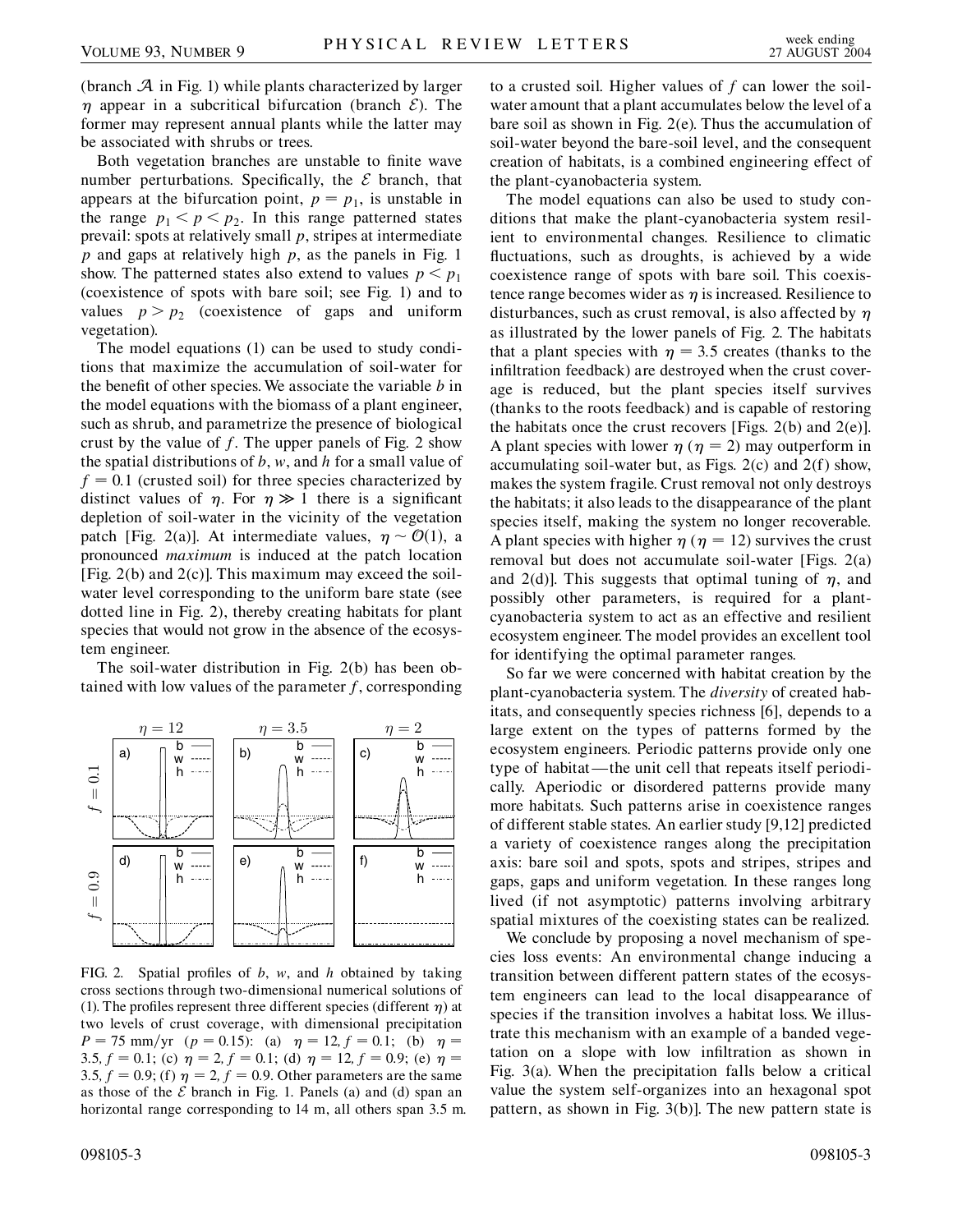(branch $\mathcal{A}$ in Fig. 1) while plants characterized by larger $\eta$ appear in a subcritical bifurcation (branch $\mathcal{E}$). The former may represent annual plants while the latter may be associated with shrubs or trees.

Both vegetation branches are unstable to finite wave number perturbations. Specifically, the $\mathcal{E}$ branch, that appears at the bifurcation point, $p = p_1$, is unstable in the range $p_1 < p < p_2$. In this range patterned states prevail: spots at relatively small $p$, stripes at intermediate $p$ and gaps at relatively high $p$, as the panels in Fig. 1 show. The patterned states also extend to values $p < p_1$ (coexistence of spots with bare soil; see Fig. 1) and to values $p > p_2$ (coexistence of gaps and uniform vegetation).

The model equations (1) can be used to study conditions that maximize the accumulation of soil-water for the benefit of other species. We associate the variable $b$ in the model equations with the biomass of a plant engineer, such as shrub, and parametrize the presence of biological crust by the value of $f$. The upper panels of Fig. 2 show the spatial distributions of $b$, $w$, and $h$ for a small value of $f = 0.1$ (crusted soil) for three species characterized by distinct values of $\eta$. For $\eta \gg 1$ there is a significant depletion of soil-water in the vicinity of the vegetation patch [Fig. 2(a)]. At intermediate values, $\eta \sim \mathcal{O}(1)$, a pronounced *maximum* is induced at the patch location [Fig. 2(b) and 2(c)]. This maximum may exceed the soil-water level corresponding to the uniform bare state (see dotted line in Fig. 2), thereby creating habitats for plant species that would not grow in the absence of the ecosystem engineer.

The soil-water distribution in Fig. 2(b) has been obtained with low values of the parameter $f$, corresponding to a crusted soil. Higher values of $f$ can lower the soil-water amount that a plant accumulates below the level of a bare soil as shown in Fig. 2(e). Thus the accumulation of soil-water beyond the bare-soil level, and the consequent creation of habitats, is a combined engineering effect of the plant-cyanobacteria system.

FIG. 2. Spatial profiles of $b$, $w$, and $h$ obtained by taking cross sections through two-dimensional numerical solutions of (1). The profiles represent three different species (different $\eta$) at two levels of crust coverage, with dimensional precipitation $P = 75$ mm/yr ($p = 0.15$): (a) $\eta = 12, f = 0.1$; (b) $\eta = 3.5, f = 0.1$; (c) $\eta = 2, f = 0.1$; (d) $\eta = 12, f = 0.9$; (e) $\eta = 3.5, f = 0.9$; (f) $\eta = 2, f = 0.9$. Other parameters are the same as those of the $\mathcal{E}$ branch in Fig. 1. Panels (a) and (d) span an horizontal range corresponding to 14 m, all others span 3.5 m.

The model equations can also be used to study conditions that make the plant-cyanobacteria system resilient to environmental changes. Resilience to climatic fluctuations, such as droughts, is achieved by a wide coexistence range of spots with bare soil. This coexistence range becomes wider as $\eta$ is increased. Resilience to disturbances, such as crust removal, is also affected by $\eta$ as illustrated by the lower panels of Fig. 2. The habitats that a plant species with $\eta = 3.5$ creates (thanks to the infiltration feedback) are destroyed when the crust coverage is reduced, but the plant species itself survives (thanks to the roots feedback) and is capable of restoring the habitats once the crust recovers [Figs. 2(b) and 2(e)]. A plant species with lower $\eta$ ($\eta = 2$) may outperform in accumulating soil-water but, as Figs. 2(c) and 2(f) show, makes the system fragile. Crust removal not only destroys the habitats; it also leads to the disappearance of the plant species itself, making the system no longer recoverable. A plant species with higher $\eta$ ($\eta = 12$) survives the crust removal but does not accumulate soil-water [Figs. 2(a) and 2(d)]. This suggests that optimal tuning of $\eta$, and possibly other parameters, is required for a plant-cyanobacteria system to act as an effective and resilient ecosystem engineer. The model provides an excellent tool for identifying the optimal parameter ranges.

So far we were concerned with habitat creation by the plant-cyanobacteria system. The *diversity* of created habitats, and consequently species richness [6], depends to a large extent on the types of patterns formed by the ecosystem engineers. Periodic patterns provide only one type of habitat—the unit cell that repeats itself periodically. Aperiodic or disordered patterns provide many more habitats. Such patterns arise in coexistence ranges of different stable states. An earlier study [9,12] predicted a variety of coexistence ranges along the precipitation axis: bare soil and spots, spots and stripes, stripes and gaps, gaps and uniform vegetation. In these ranges long lived (if not asymptotic) patterns involving arbitrary spatial mixtures of the coexisting states can be realized.

We conclude by proposing a novel mechanism of species loss events: An environmental change inducing a transition between different pattern states of the ecosystem engineers can lead to the local disappearance of species if the transition involves a habitat loss. We illustrate this mechanism with an example of a banded vegetation on a slope with low infiltration as shown in Fig. 3(a). When the precipitation falls below a critical value the system self-organizes into an hexagonal spot pattern, as shown in Fig. 3(b)]. The new pattern state is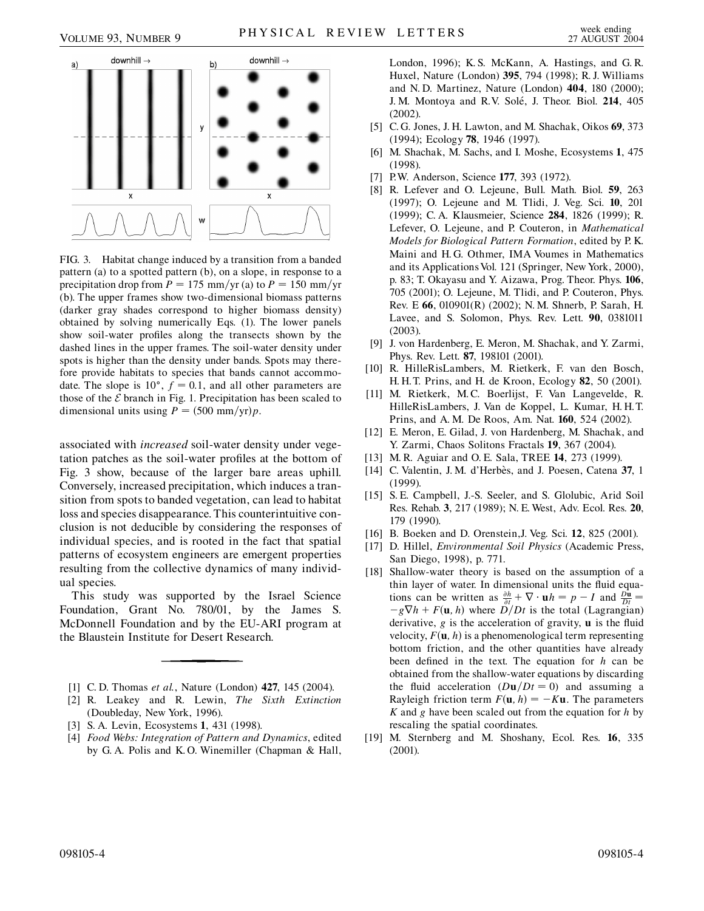a) downhill →

b) downhill →

y

x

x

w

FIG. 3. Habitat change induced by a transition from a banded pattern (a) to a spotted pattern (b), on a slope, in response to a precipitation drop from $P = 175$ mm/yr (a) to $P = 150$ mm/yr (b). The upper frames show two-dimensional biomass patterns (darker gray shades correspond to higher biomass density) obtained by solving numerically Eqs. (1). The lower panels show soil-water profiles along the transects shown by the dashed lines in the upper frames. The soil-water density under spots is higher than the density under bands. Spots may therefore provide habitats to species that bands cannot accommodate. The slope is 10°, $f = 0.1$, and all other parameters are those of the $\mathcal{E}$ branch in Fig. 1. Precipitation has been scaled to dimensional units using $P = (500\text{ mm/yr})p$.

associated with *increased* soil-water density under vegetation patches as the soil-water profiles at the bottom of Fig. 3 show, because of the larger bare areas uphill. Conversely, increased precipitation, which induces a transition from spots to banded vegetation, can lead to habitat loss and species disappearance. This counterintuitive conclusion is not deducible by considering the responses of individual species, and is rooted in the fact that spatial patterns of ecosystem engineers are emergent properties resulting from the collective dynamics of many individual species.

This study was supported by the Israel Science Foundation, Grant No. 780/01, by the James S. McDonnell Foundation and by the EU-ARI program at the Blaustein Institute for Desert Research.

---

[1] C. D. Thomas *et al.*, Nature (London) **427**, 145 (2004).

[2] R. Leakey and R. Lewin, *The Sixth Extinction* (Doubleday, New York, 1996).

[3] S. A. Levin, Ecosystems **1**, 431 (1998).

[4] *Food Webs: Integration of Pattern and Dynamics*, edited by G. A. Polis and K. O. Winemiller (Chapman & Hall, London, 1996); K. S. McKann, A. Hastings, and G. R. Huxel, Nature (London) **395**, 794 (1998); R. J. Williams and N. D. Martinez, Nature (London) **404**, 180 (2000); J. M. Montoya and R. V. Solé, J. Theor. Biol. **214**, 405 (2002).

[5] C. G. Jones, J. H. Lawton, and M. Shachak, Oikos **69**, 373 (1994); Ecology **78**, 1946 (1997).

[6] M. Shachak, M. Sachs, and I. Moshe, Ecosystems **1**, 475 (1998).

[7] P.W. Anderson, Science **177**, 393 (1972).

[8] R. Lefever and O. Lejeune, Bull. Math. Biol. **59**, 263 (1997); O. Lejeune and M. Tlidi, J. Veg. Sci. **10**, 201 (1999); C. A. Klausmeier, Science **284**, 1826 (1999); R. Lefever, O. Lejeune, and P. Couteron, in *Mathematical Models for Biological Pattern Formation*, edited by P. K. Maini and H. G. Othmer, IMA Voumes in Mathematics and its Applications Vol. 121 (Springer, New York, 2000), p. 83; T. Okayasu and Y. Aizawa, Prog. Theor. Phys. **106**, 705 (2001); O. Lejeune, M. Tlidi, and P. Couteron, Phys. Rev. E **66**, 010901(R) (2002); N. M. Shnerb, P. Sarah, H. Lavee, and S. Solomon, Phys. Rev. Lett. **90**, 0381011 (2003).

[9] J. von Hardenberg, E. Meron, M. Shachak, and Y. Zarmi, Phys. Rev. Lett. **87**, 198101 (2001).

[10] R. HilleRisLambers, M. Rietkerk, F. van den Bosch, H. H. T. Prins, and H. de Kroon, Ecology **82**, 50 (2001).

[11] M. Rietkerk, M. C. Boerlijst, F. Van Langevelde, R. HilleRisLambers, J. Van de Koppel, L. Kumar, H. H. T. Prins, and A. M. De Roos, Am. Nat. **160**, 524 (2002).

[12] E. Meron, E. Gilad, J. von Hardenberg, M. Shachak, and Y. Zarmi, Chaos Solitons Fractals **19**, 367 (2004).

[13] M. R. Aguiar and O. E. Sala, TREE **14**, 273 (1999).

[14] C. Valentin, J. M. d'Herbès, and J. Poesen, Catena **37**, 1 (1999).

[15] S. E. Campbell, J.-S. Seeler, and S. Glolubic, Arid Soil Res. Rehab. **3**, 217 (1989); N. E. West, Adv. Ecol. Res. **20**, 179 (1990).

[16] B. Boeken and D. Orenstein, J. Veg. Sci. **12**, 825 (2001).

[17] D. Hillel, *Environmental Soil Physics* (Academic Press, San Diego, 1998), p. 771.

[18] Shallow-water theory is based on the assumption of a thin layer of water. In dimensional units the fluid equations can be written as $\frac{\partial h}{\partial t} + \nabla \cdot \mathbf{u}h = p - I$ and $\frac{D\mathbf{u}}{Dt} = -g\nabla h + F(\mathbf{u}, h)$ where $D/Dt$ is the total (Lagrangian) derivative, $g$ is the acceleration of gravity, $\mathbf{u}$ is the fluid velocity, $F(\mathbf{u}, h)$ is a phenomenological term representing bottom friction, and the other quantities have already been defined in the text. The equation for $h$ can be obtained from the shallow-water equations by discarding the fluid acceleration ($D\mathbf{u}/Dt = 0$) and assuming a Rayleigh friction term $F(\mathbf{u}, h) = -K\mathbf{u}$. The parameters $K$ and $g$ have been scaled out from the equation for $h$ by rescaling the spatial coordinates.

[19] M. Sternberg and M. Shoshany, Ecol. Res. **16**, 335 (2001).